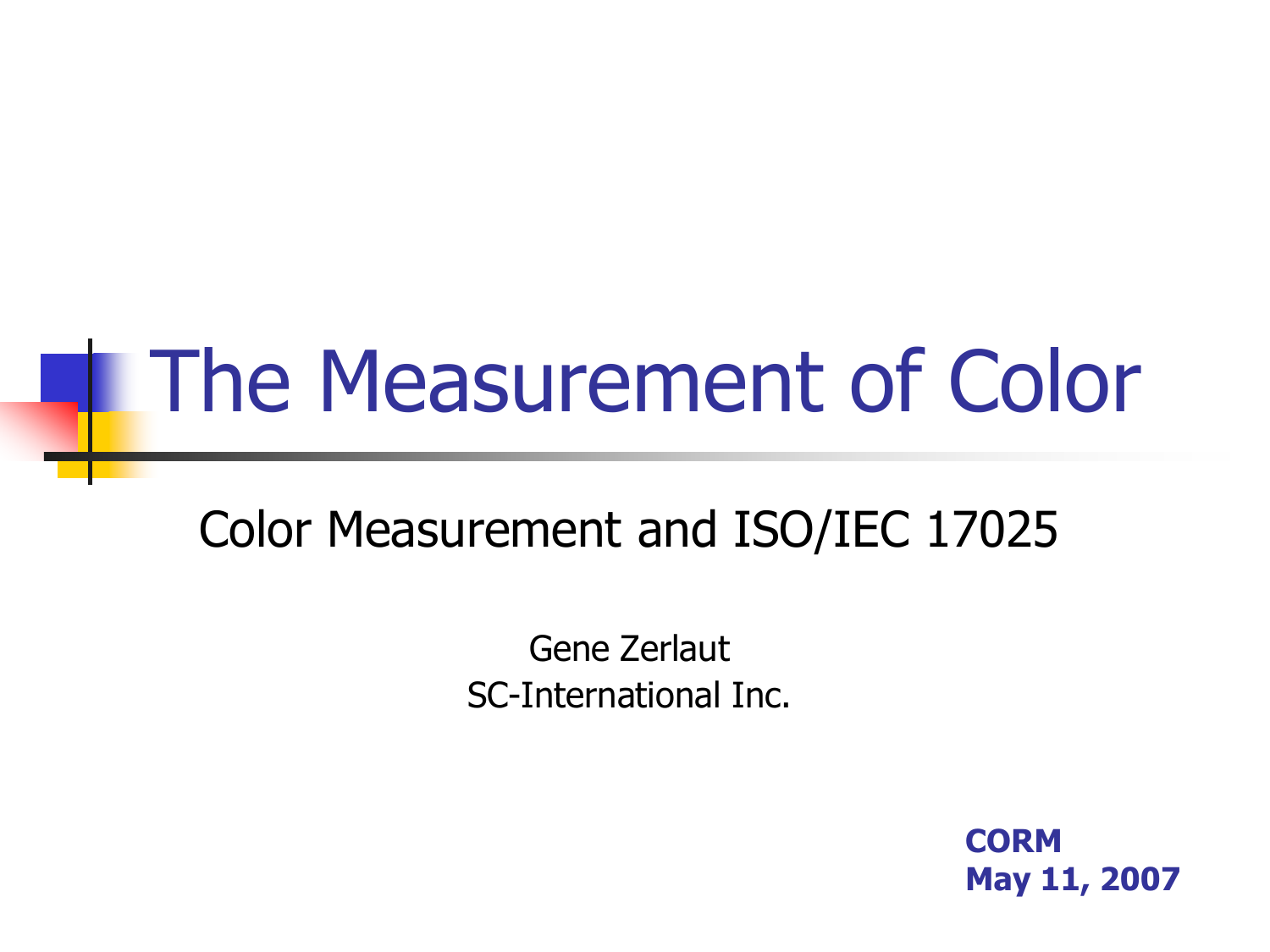# The Measurement of Color

## Color Measurement and ISO/IEC 17025

Gene Zerlaut
SC-International Inc.

**CORM**
**May 11, 2007**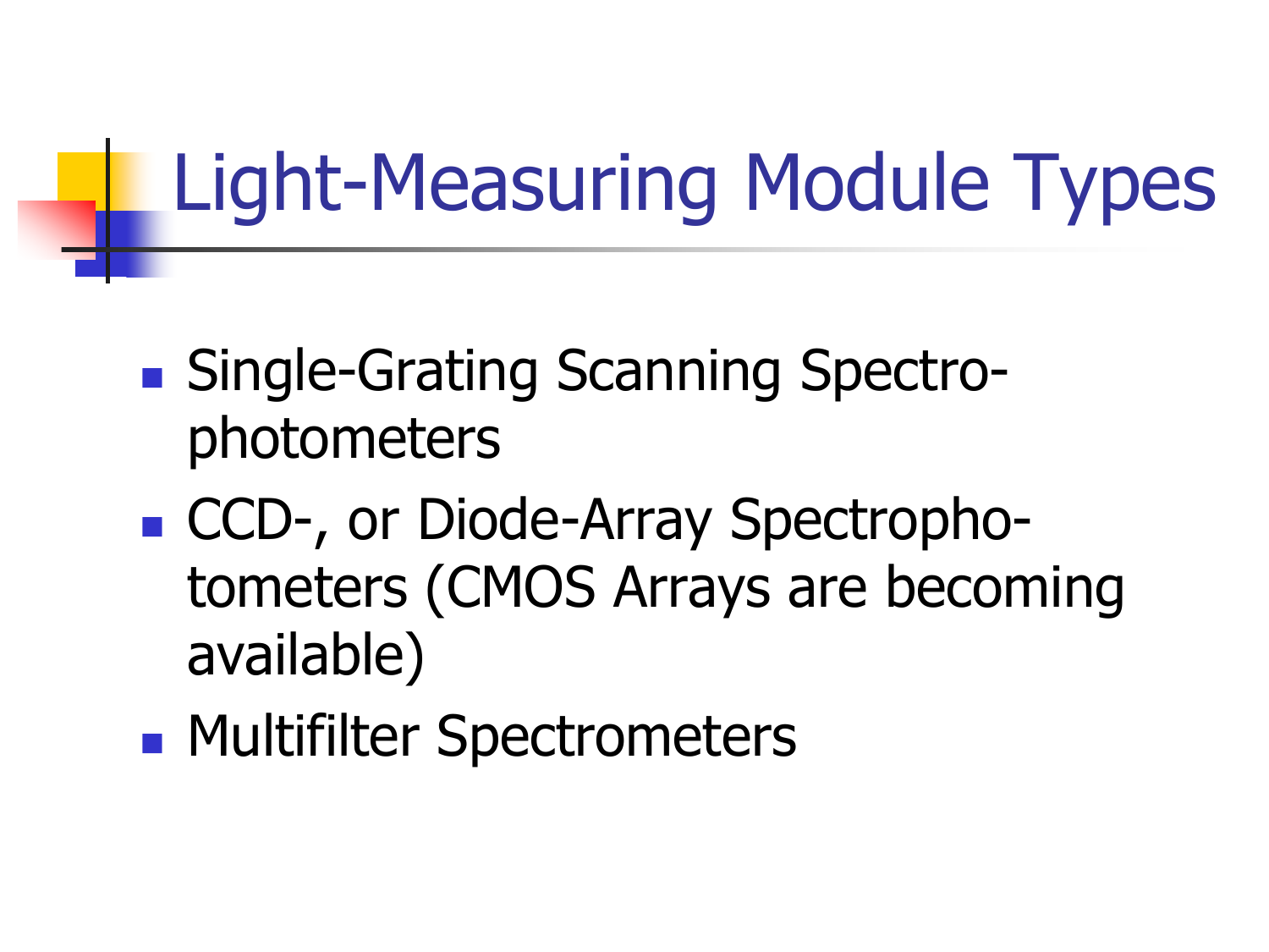# Light-Measuring Module Types

- Single-Grating Scanning Spectro-photometers
- CCD-, or Diode-Array Spectropho-tometers (CMOS Arrays are becoming available)
- Multifilter Spectrometers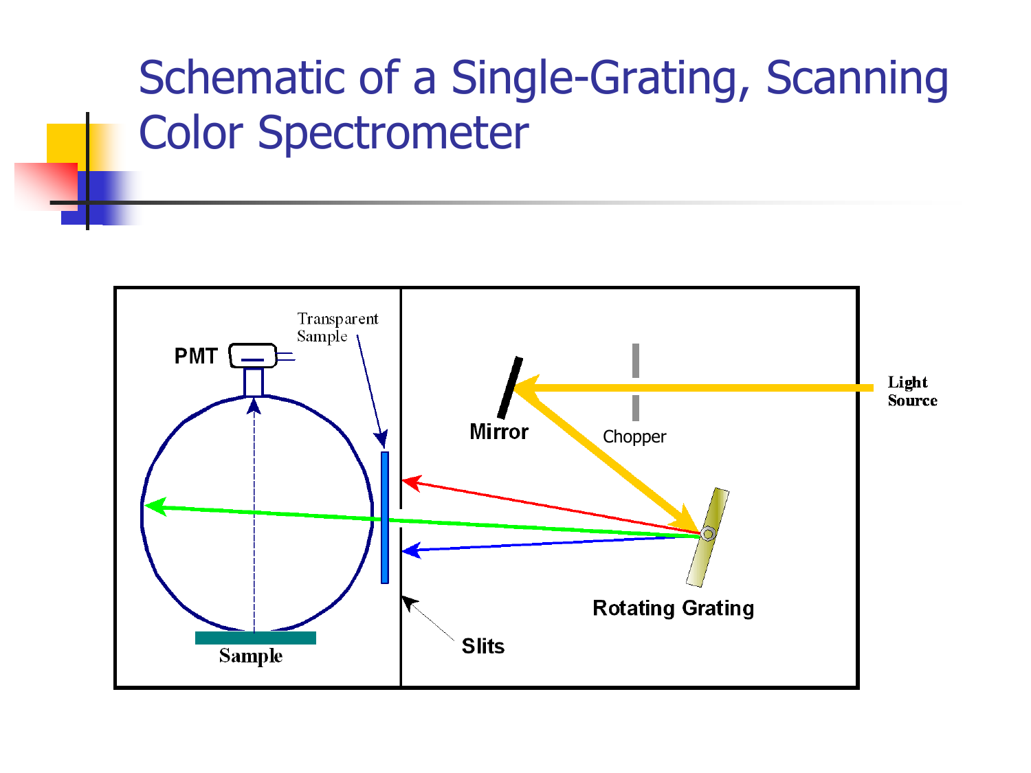# Schematic of a Single-Grating, Scanning Color Spectrometer

PMT

Transparent Sample

Mirror

Chopper

Light Source

Rotating Grating

Slits

Sample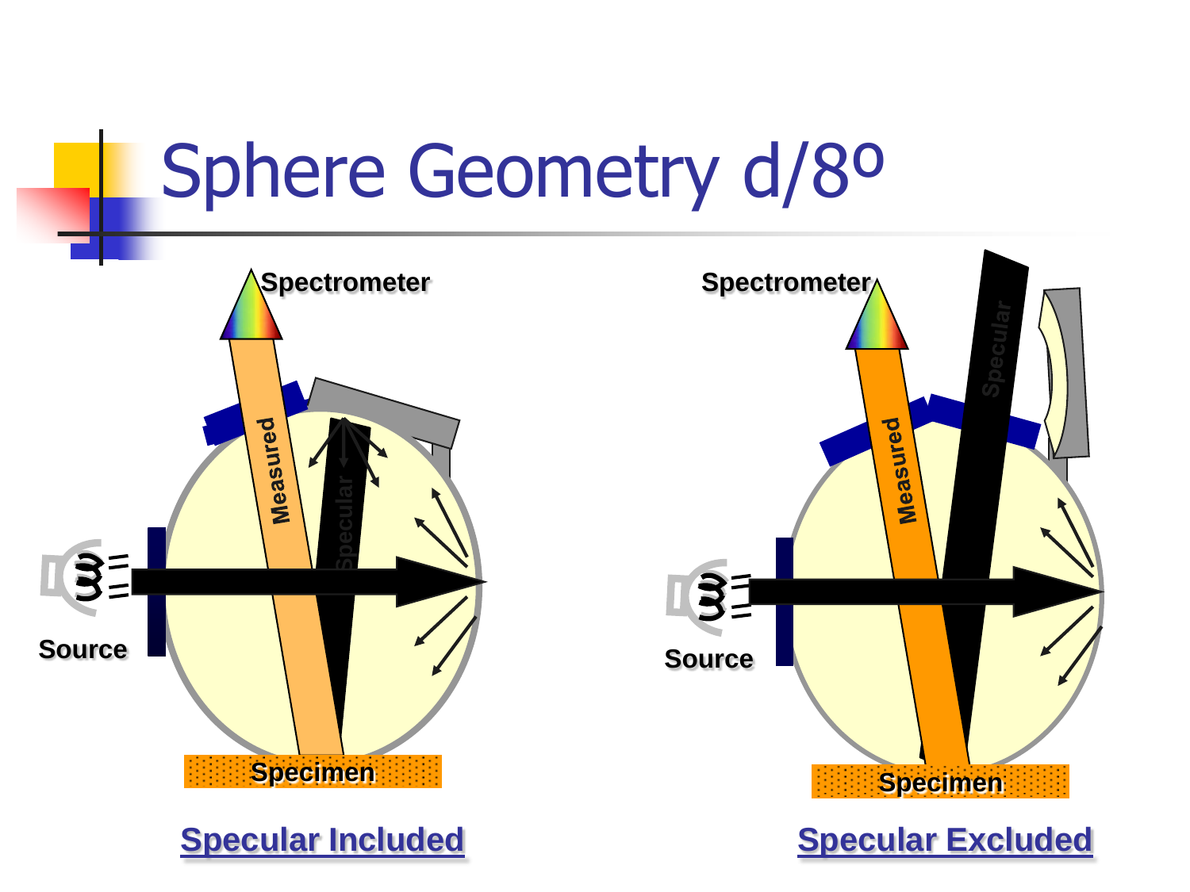# Sphere Geometry d/8º

Spectrometer

Measured

Specular

Source

Specimen

**Specular Included**

Spectrometer

Measured

Specular

Source

Specimen

**Specular Excluded**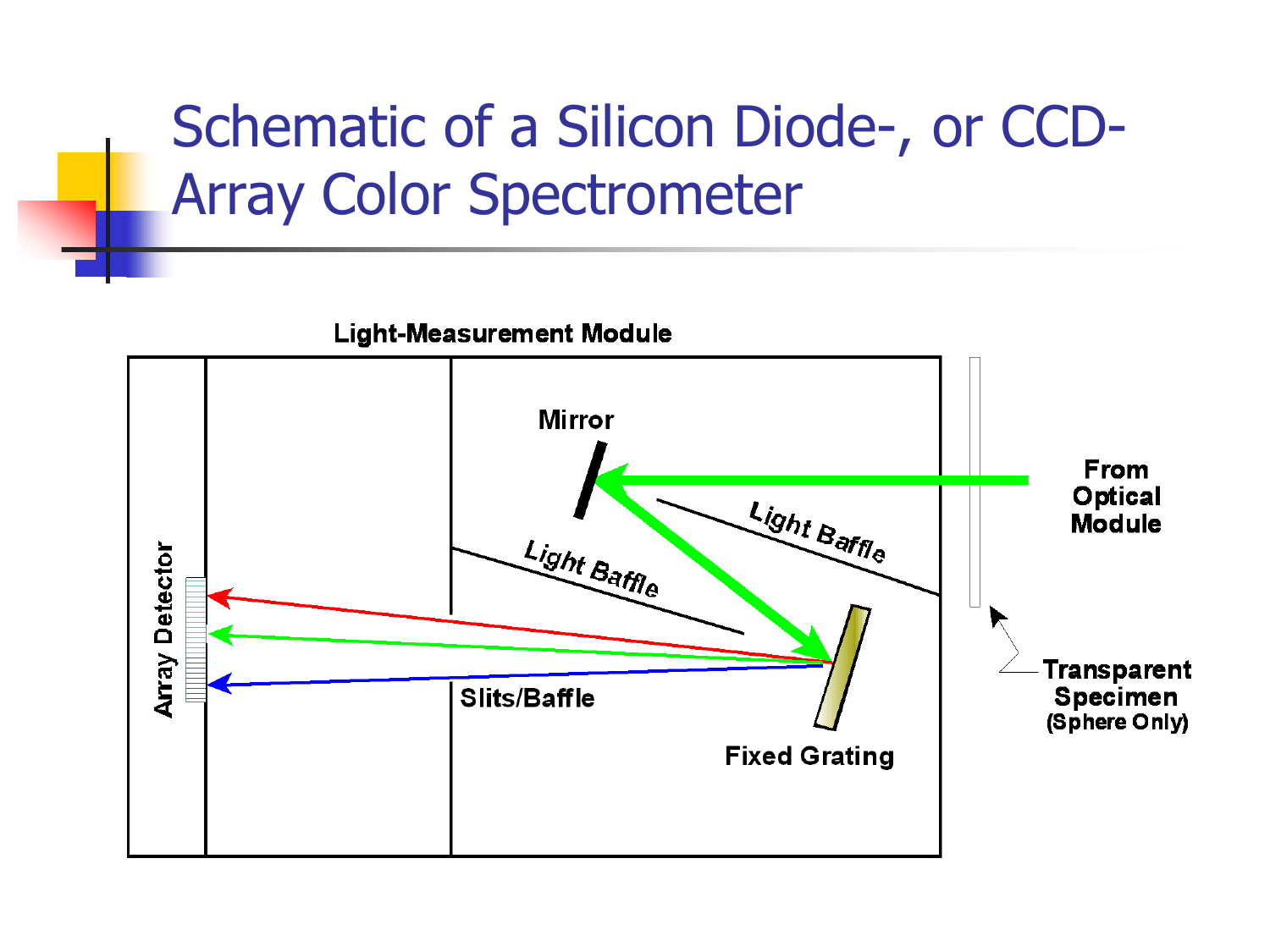# Schematic of a Silicon Diode-, or CCD-Array Color Spectrometer

Light-Measurement Module

Mirror

Light Baffle

Light Baffle

Array Detector

Slits/Baffle

Fixed Grating

From Optical Module

Transparent Specimen (Sphere Only)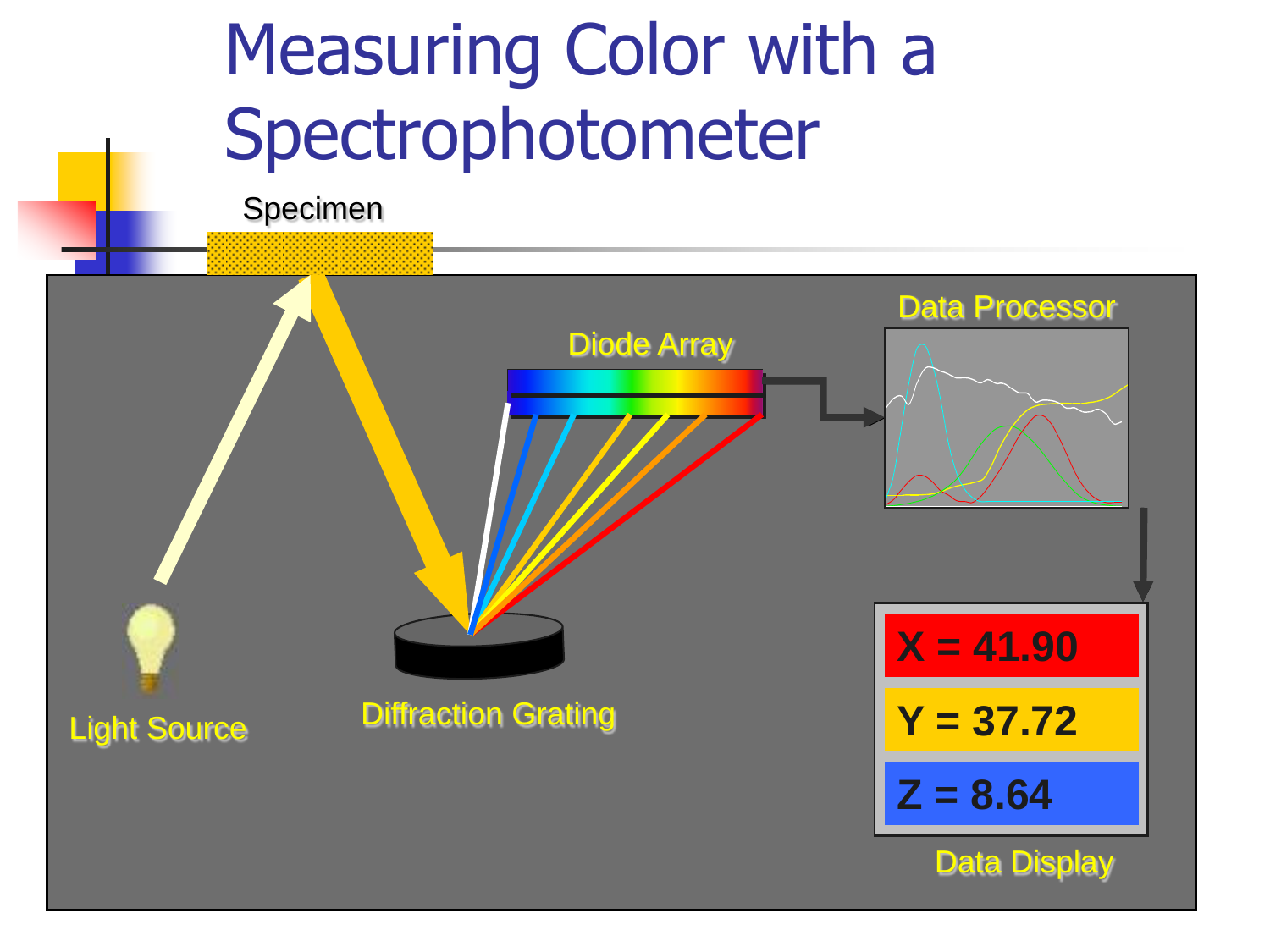# Measuring Color with a Spectrophotometer

Specimen

Light Source

Diffraction Grating

Diode Array

Data Processor

X = 41.90

Y = 37.72

Z = 8.64

Data Display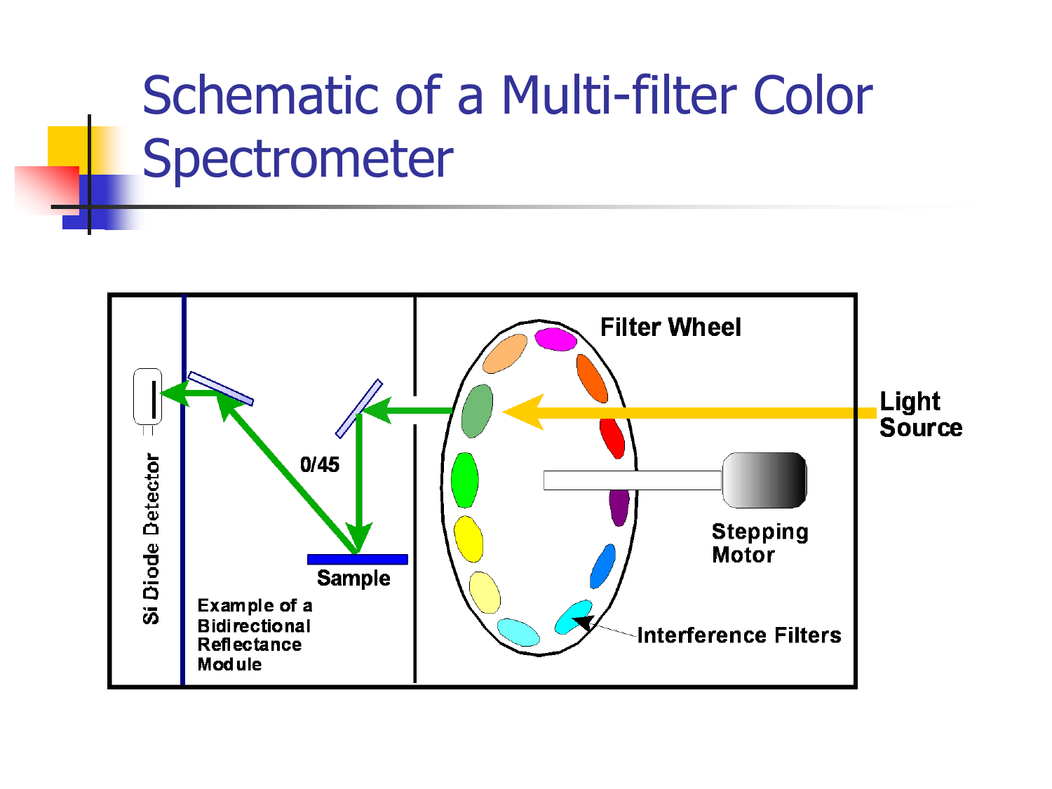# Schematic of a Multi-filter Color Spectrometer

Filter Wheel

Light Source

Stepping Motor

Interference Filters

0/45

Sample

Si Diode Detector

Example of a Bidirectional Reflectance Module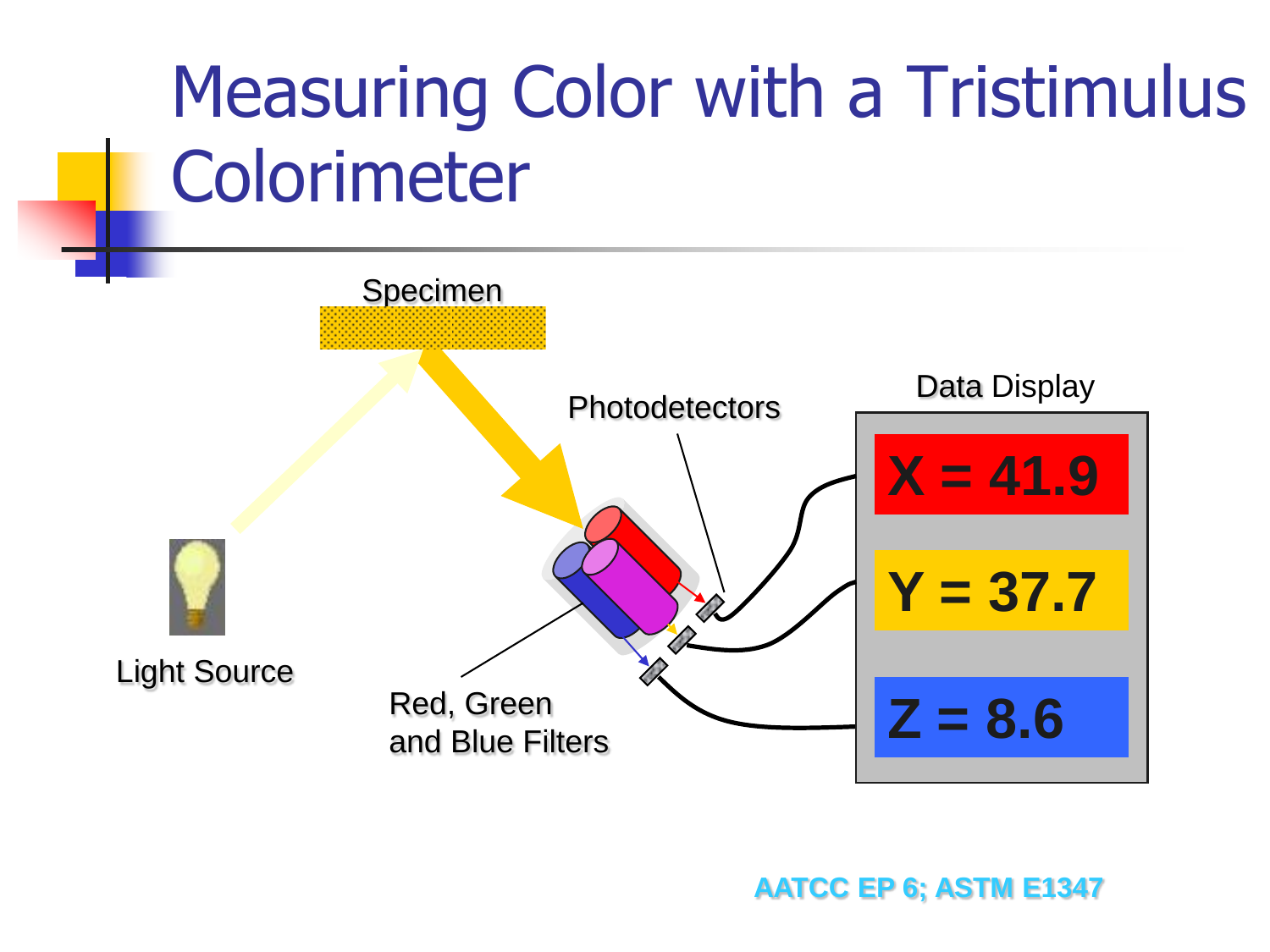# Measuring Color with a Tristimulus Colorimeter

Specimen

Light Source

Photodetectors

Red, Green and Blue Filters

Data Display

**X = 41.9**

**Y = 37.7**

**Z = 8.6**

**AATCC EP 6; ASTM E1347**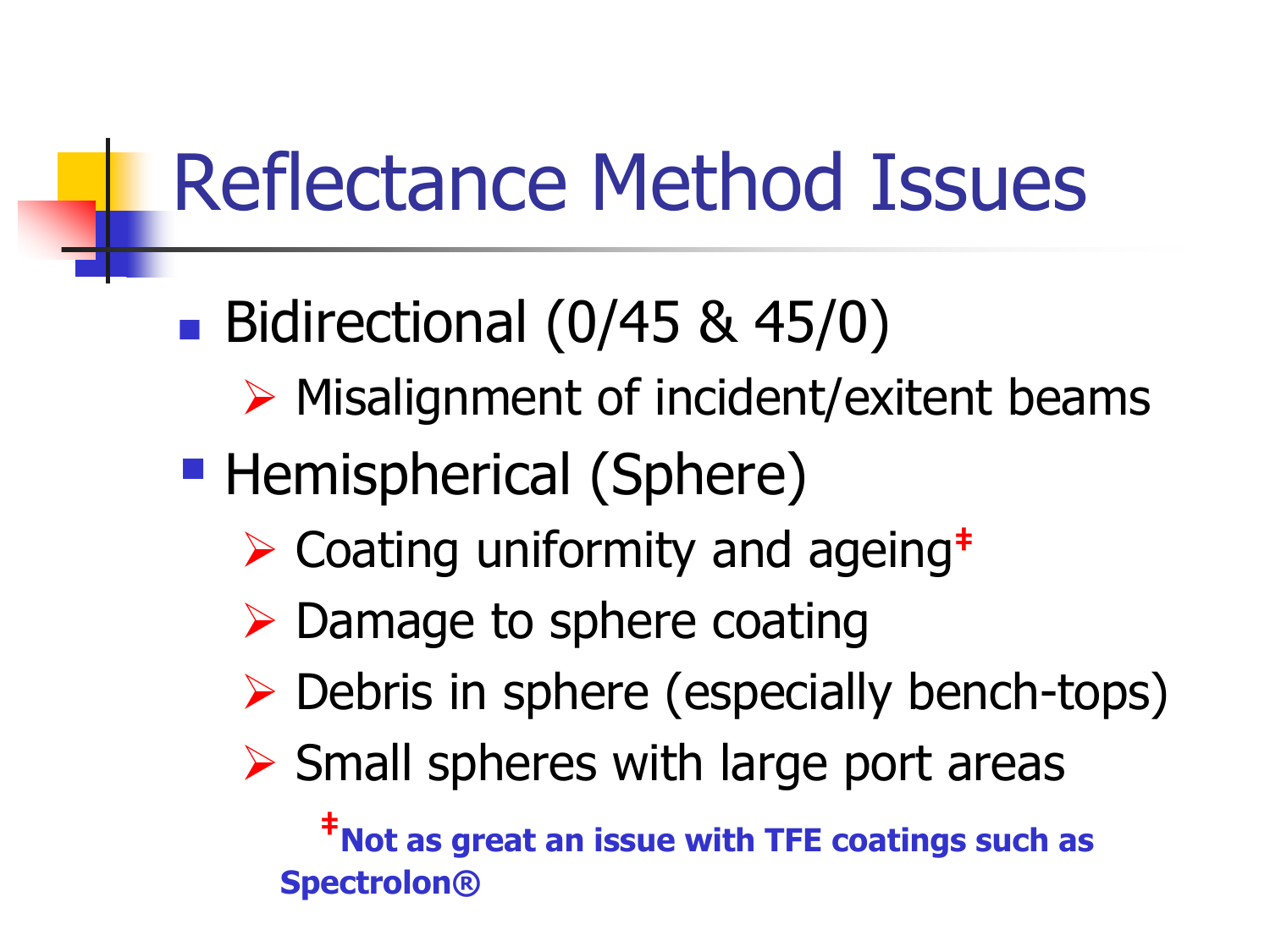# Reflectance Method Issues

- Bidirectional (0/45 & 45/0)
  - Misalignment of incident/exitent beams
- Hemispherical (Sphere)
  - Coating uniformity and ageing‡
  - Damage to sphere coating
  - Debris in sphere (especially bench-tops)
  - Small spheres with large port areas

**‡Not as great an issue with TFE coatings such as Spectrolon®**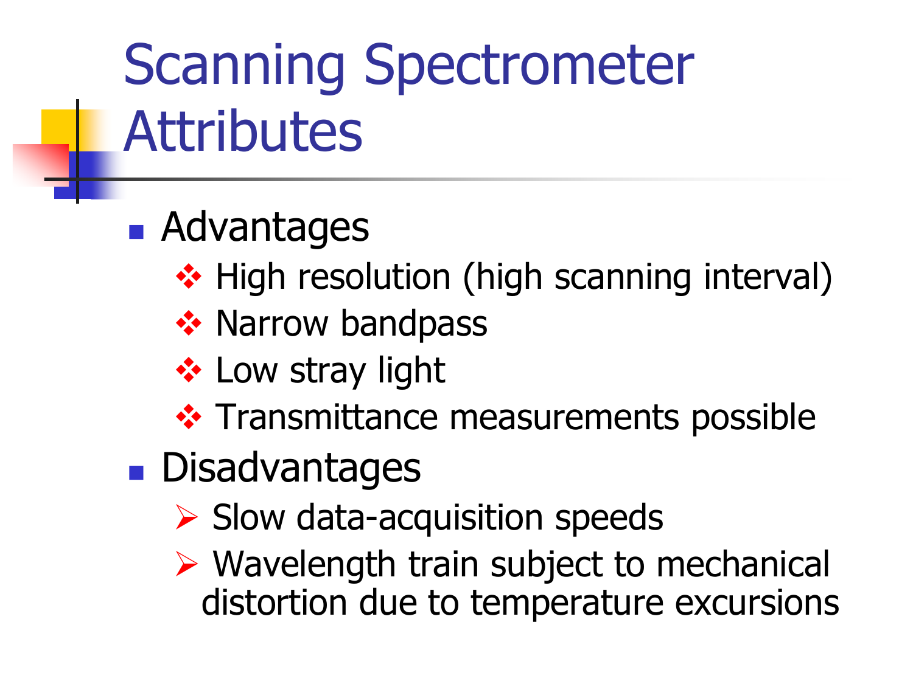# Scanning Spectrometer Attributes

- Advantages
  - High resolution (high scanning interval)
  - Narrow bandpass
  - Low stray light
  - Transmittance measurements possible
- Disadvantages
  - Slow data-acquisition speeds
  - Wavelength train subject to mechanical distortion due to temperature excursions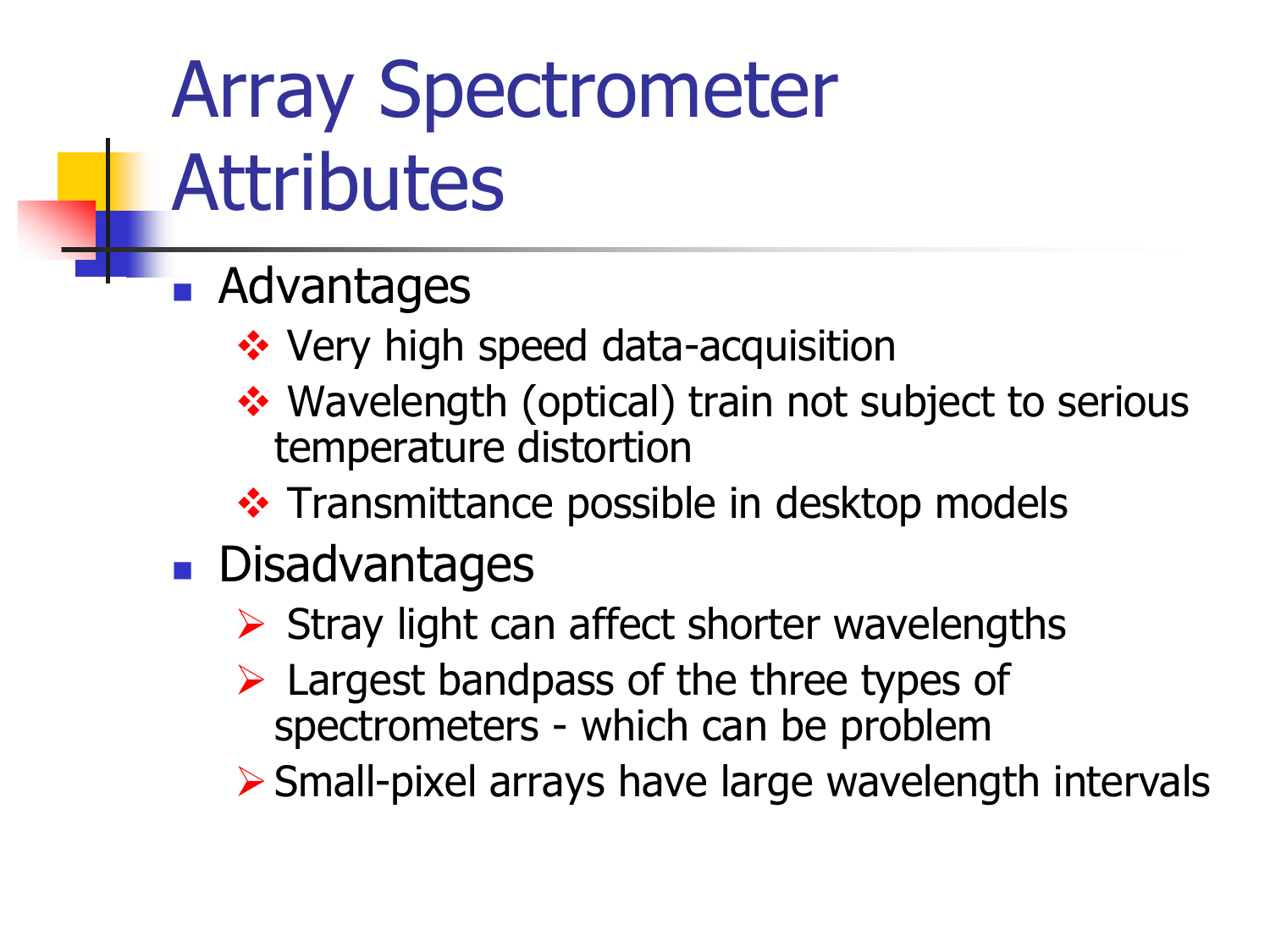# Array Spectrometer Attributes

- Advantages
  - Very high speed data-acquisition
  - Wavelength (optical) train not subject to serious temperature distortion
  - Transmittance possible in desktop models
- Disadvantages
  - Stray light can affect shorter wavelengths
  - Largest bandpass of the three types of spectrometers - which can be problem
  - Small-pixel arrays have large wavelength intervals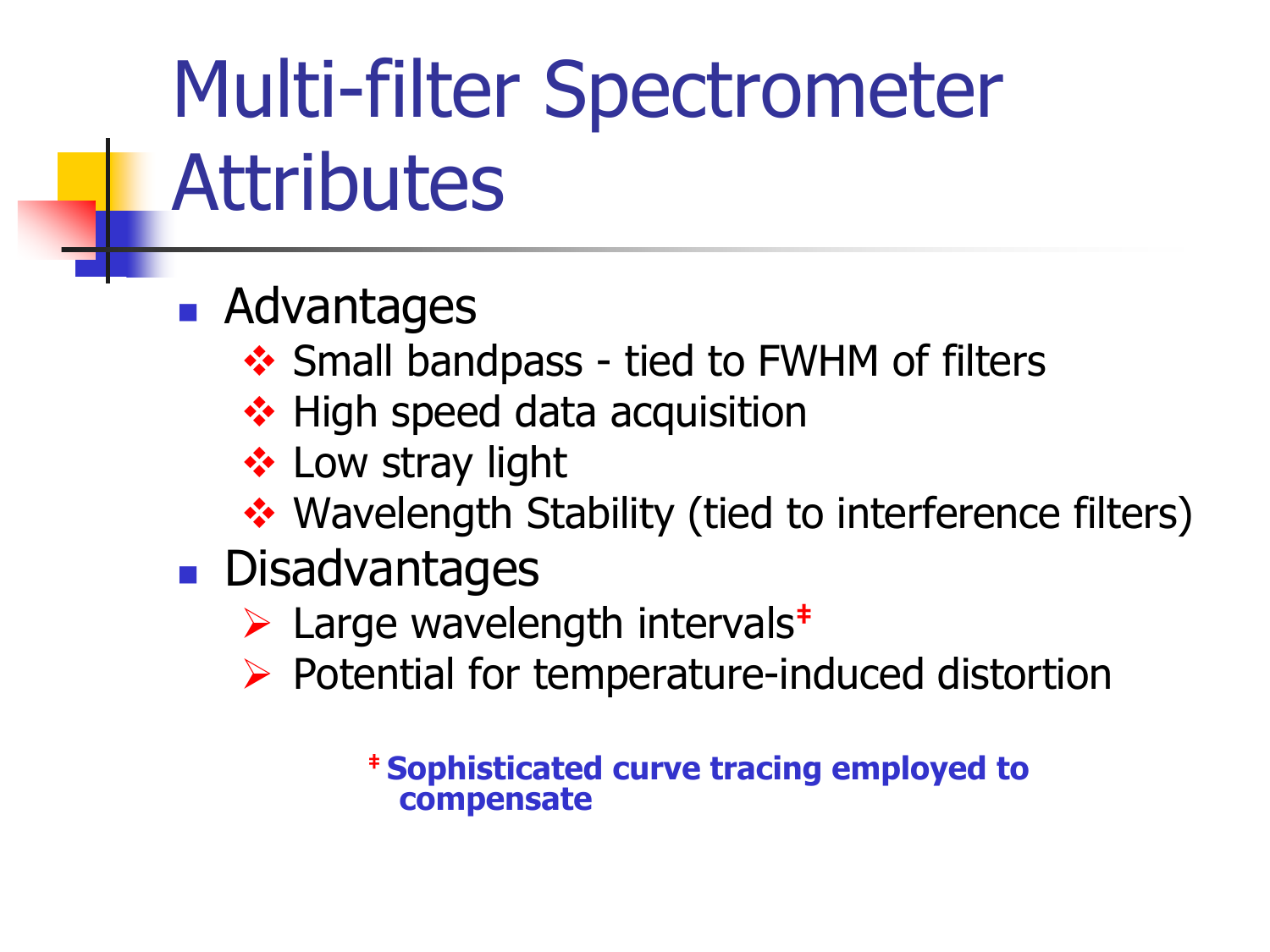# Multi-filter Spectrometer Attributes

- Advantages
  - Small bandpass - tied to FWHM of filters
  - High speed data acquisition
  - Low stray light
  - Wavelength Stability (tied to interference filters)
- Disadvantages
  - Large wavelength intervals‡
  - Potential for temperature-induced distortion

‡ **Sophisticated curve tracing employed to compensate**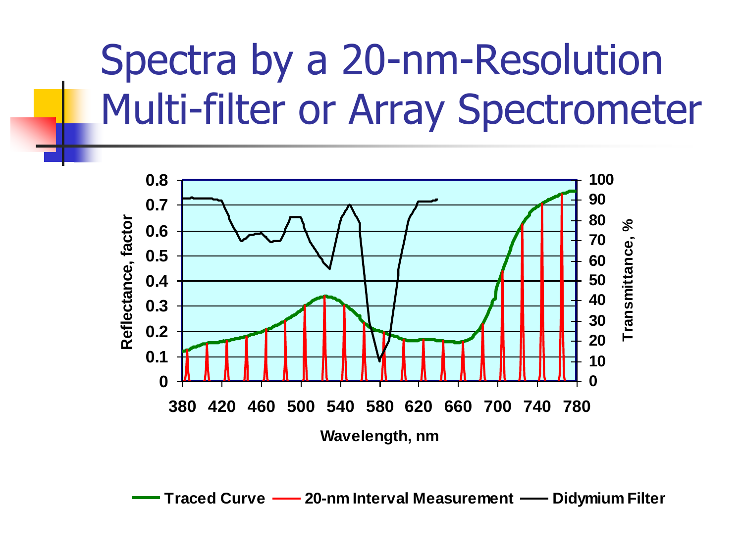# Spectra by a 20-nm-Resolution Multi-filter or Array Spectrometer

Reflectance, factor

0.8
0.7
0.6
0.5
0.4
0.3
0.2
0.1
0

Transmittance, %

100
90
80
70
60
50
40
30
20
10
0

380 420 460 500 540 580 620 660 700 740 780

Wavelength, nm

Traced Curve — 20-nm Interval Measurement — Didymium Filter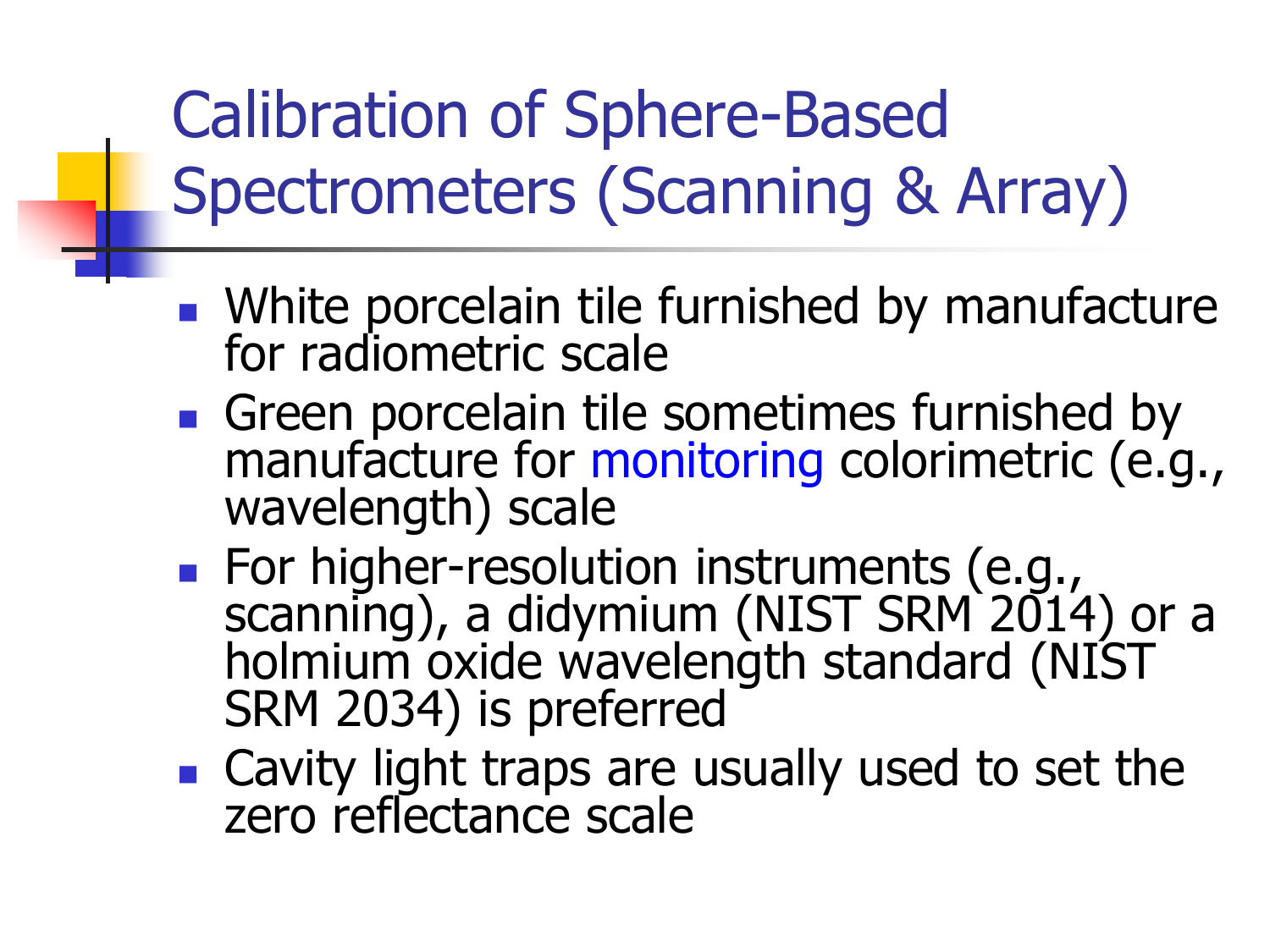# Calibration of Sphere-Based Spectrometers (Scanning & Array)

- White porcelain tile furnished by manufacture for radiometric scale
- Green porcelain tile sometimes furnished by manufacture for monitoring colorimetric (e.g., wavelength) scale
- For higher-resolution instruments (e.g., scanning), a didymium (NIST SRM 2014) or a holmium oxide wavelength standard (NIST SRM 2034) is preferred
- Cavity light traps are usually used to set the zero reflectance scale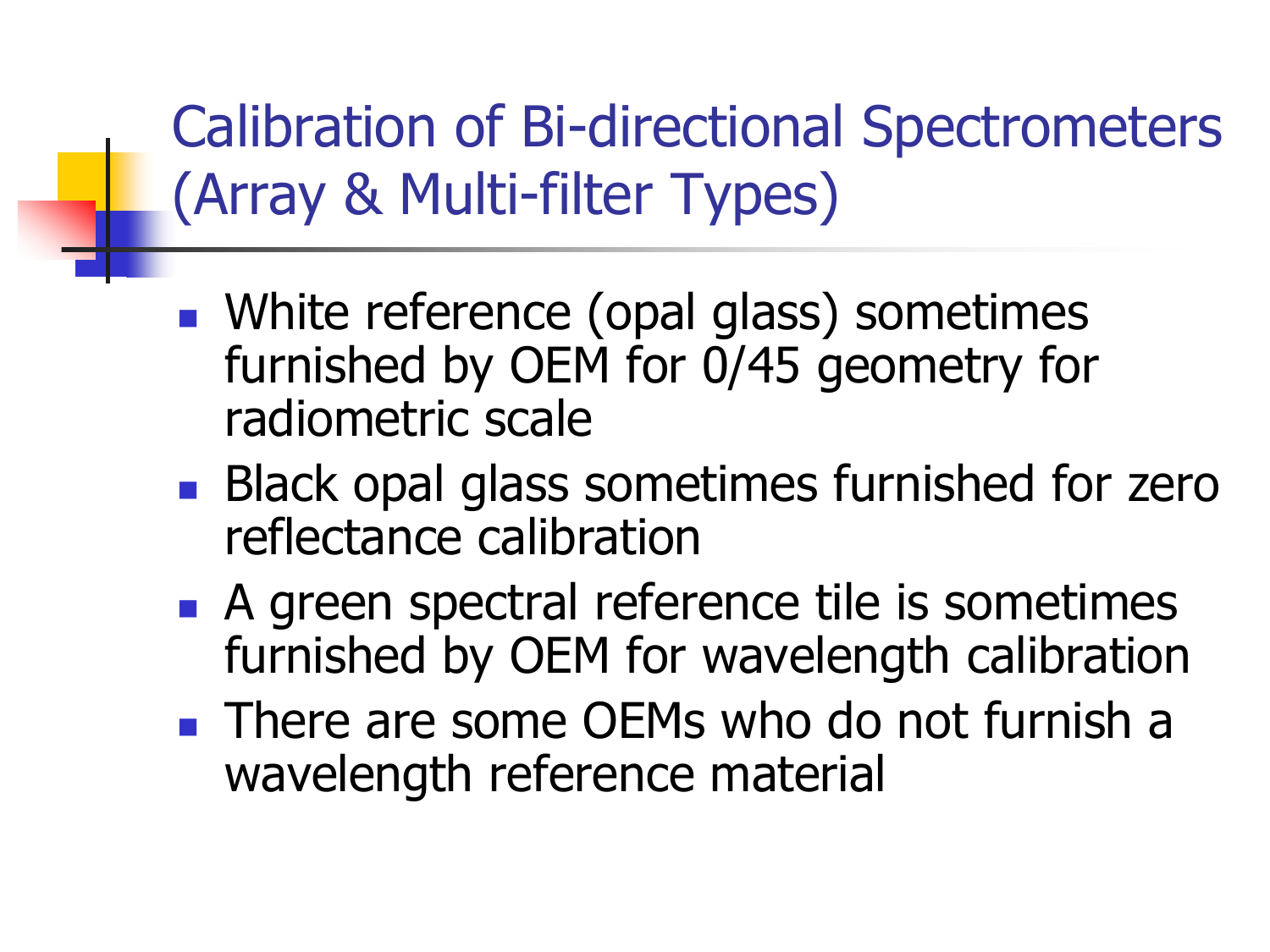# Calibration of Bi-directional Spectrometers (Array & Multi-filter Types)

- White reference (opal glass) sometimes furnished by OEM for 0/45 geometry for radiometric scale
- Black opal glass sometimes furnished for zero reflectance calibration
- A green spectral reference tile is sometimes furnished by OEM for wavelength calibration
- There are some OEMs who do not furnish a wavelength reference material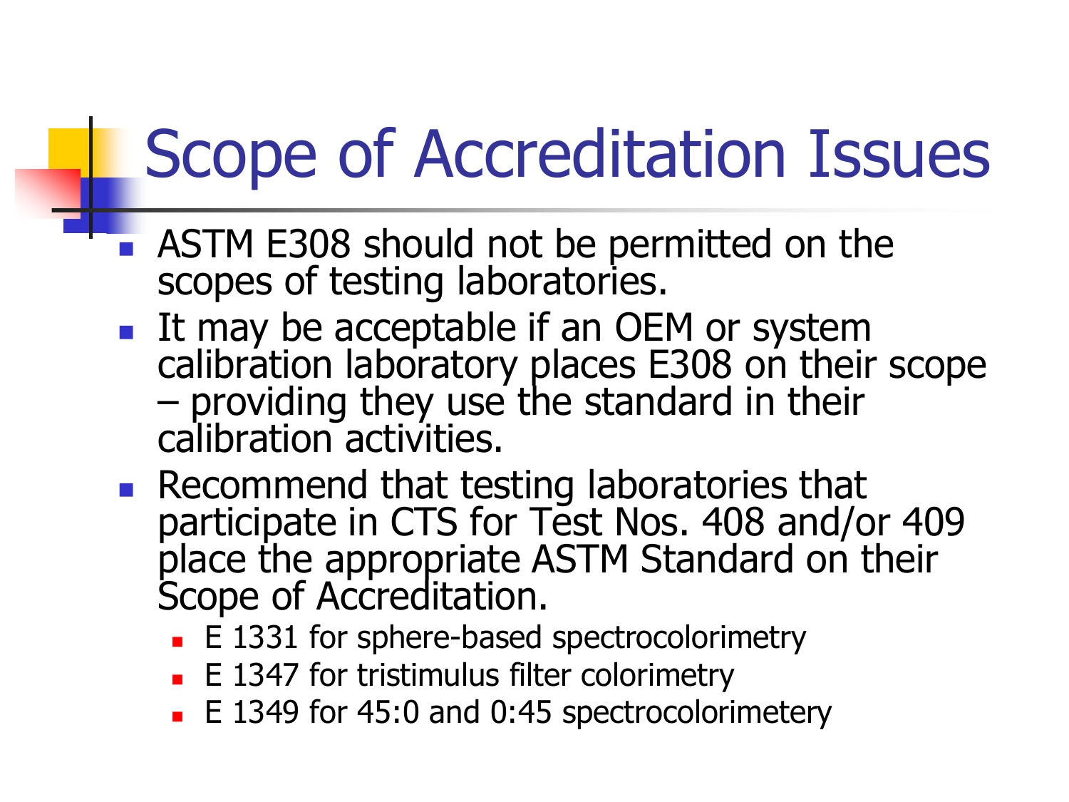# Scope of Accreditation Issues

- ASTM E308 should not be permitted on the scopes of testing laboratories.
- It may be acceptable if an OEM or system calibration laboratory places E308 on their scope – providing they use the standard in their calibration activities.
- Recommend that testing laboratories that participate in CTS for Test Nos. 408 and/or 409 place the appropriate ASTM Standard on their Scope of Accreditation.
  - E 1331 for sphere-based spectrocolorimetry
  - E 1347 for tristimulus filter colorimetry
  - E 1349 for 45:0 and 0:45 spectrocolorimetery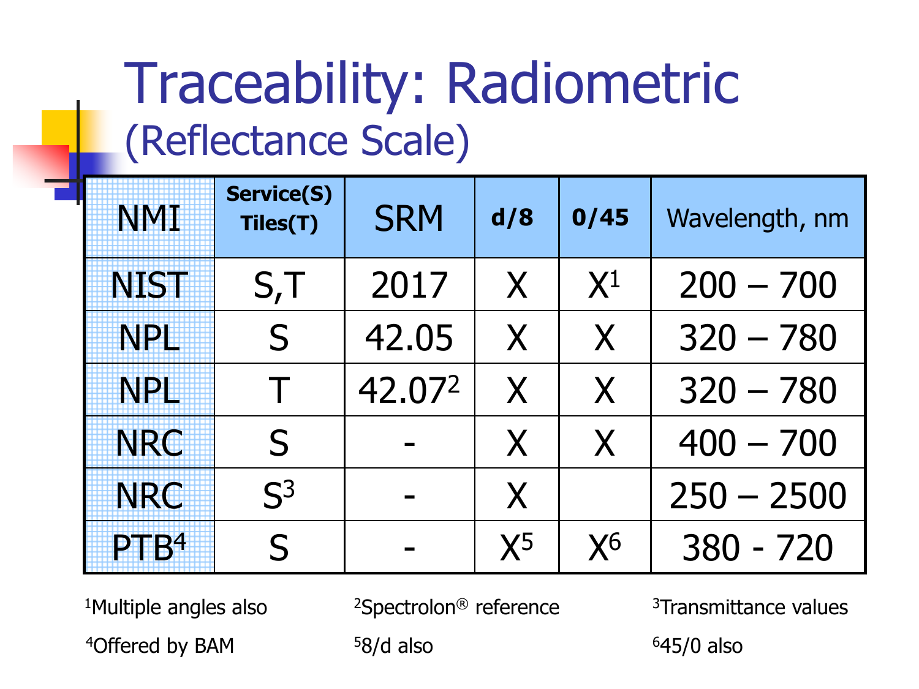# Traceability: Radiometric

## (Reflectance Scale)

| NMI | Service(S) Tiles(T) | SRM | d/8 | 0/45 | Wavelength, nm |
|---|---|---|---|---|---|
| NIST | S,T | 2017 | X | X[1] | 200 – 700 |
| NPL | S | 42.05 | X | X | 320 – 780 |
| NPL | T | 42.07[2] | X | X | 320 – 780 |
| NRC | S | - | X | X | 400 – 700 |
| NRC | S[3] | - | X | | 250 – 2500 |
| PTB[4] | S | - | X[5] | X[6] | 380 - 720 |

[1]Multiple angles also

[2]Spectrolon® reference

[3]Transmittance values

[4]Offered by BAM

[5]8/d also

[6]45/0 also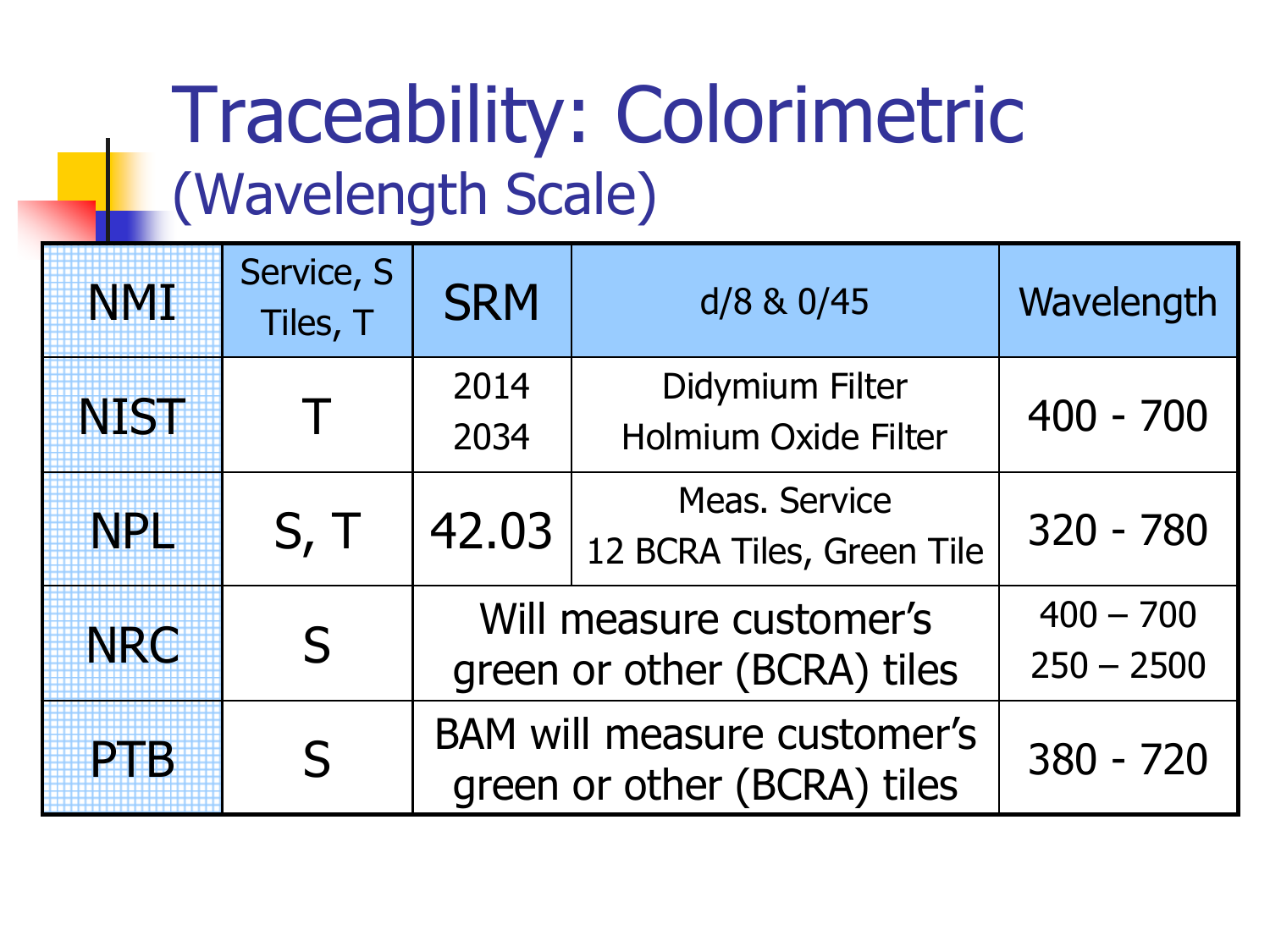# Traceability: Colorimetric
## (Wavelength Scale)

| NMI | Service, S Tiles, T | SRM | d/8 & 0/45 | Wavelength |
|---|---|---|---|---|
| NIST | T | 2014<br>2034 | Didymium Filter<br>Holmium Oxide Filter | 400 - 700 |
| NPL | S, T | 42.03 | Meas. Service<br>12 BCRA Tiles, Green Tile | 320 - 780 |
| NRC | S | Will measure customer's green or other (BCRA) tiles | | 400 – 700<br>250 – 2500 |
| PTB | S | BAM will measure customer's green or other (BCRA) tiles | | 380 - 720 |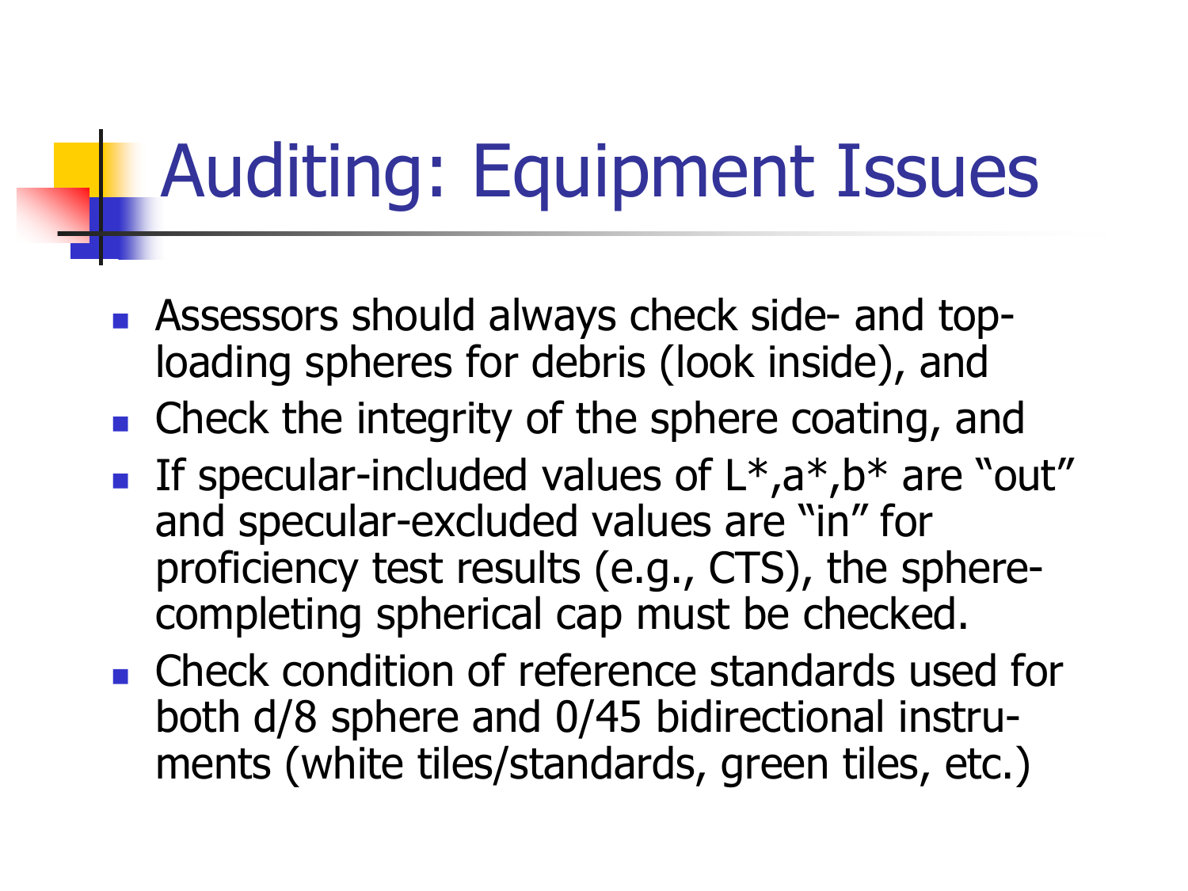# Auditing: Equipment Issues

- Assessors should always check side- and top-loading spheres for debris (look inside), and
- Check the integrity of the sphere coating, and
- If specular-included values of L*,a*,b* are "out" and specular-excluded values are "in" for proficiency test results (e.g., CTS), the sphere-completing spherical cap must be checked.
- Check condition of reference standards used for both d/8 sphere and 0/45 bidirectional instruments (white tiles/standards, green tiles, etc.)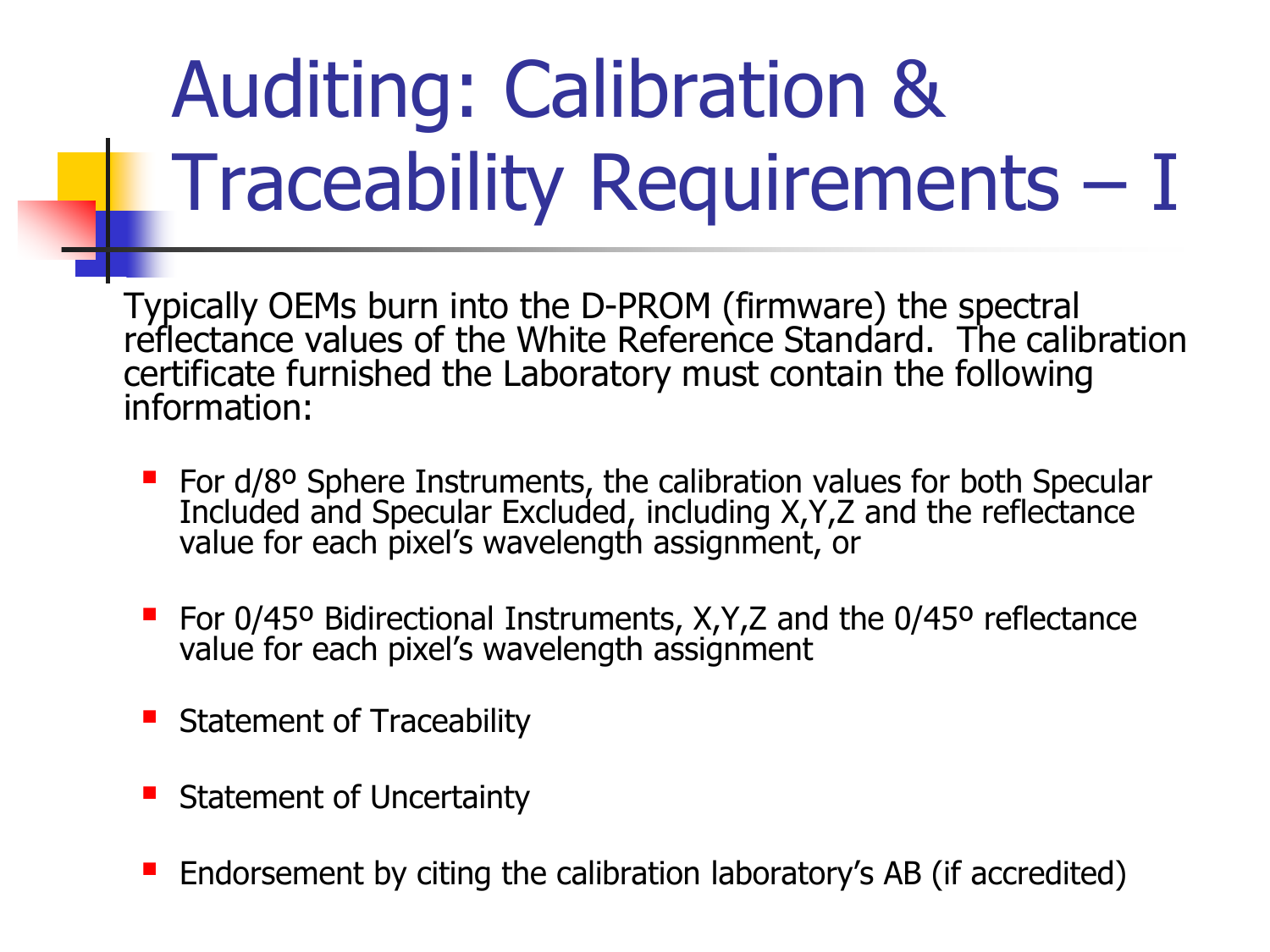# Auditing: Calibration & Traceability Requirements – I

Typically OEMs burn into the D-PROM (firmware) the spectral reflectance values of the White Reference Standard. The calibration certificate furnished the Laboratory must contain the following information:

- For d/8º Sphere Instruments, the calibration values for both Specular Included and Specular Excluded, including X,Y,Z and the reflectance value for each pixel's wavelength assignment, or
- For 0/45º Bidirectional Instruments, X,Y,Z and the 0/45º reflectance value for each pixel's wavelength assignment
- Statement of Traceability
- Statement of Uncertainty
- Endorsement by citing the calibration laboratory's AB (if accredited)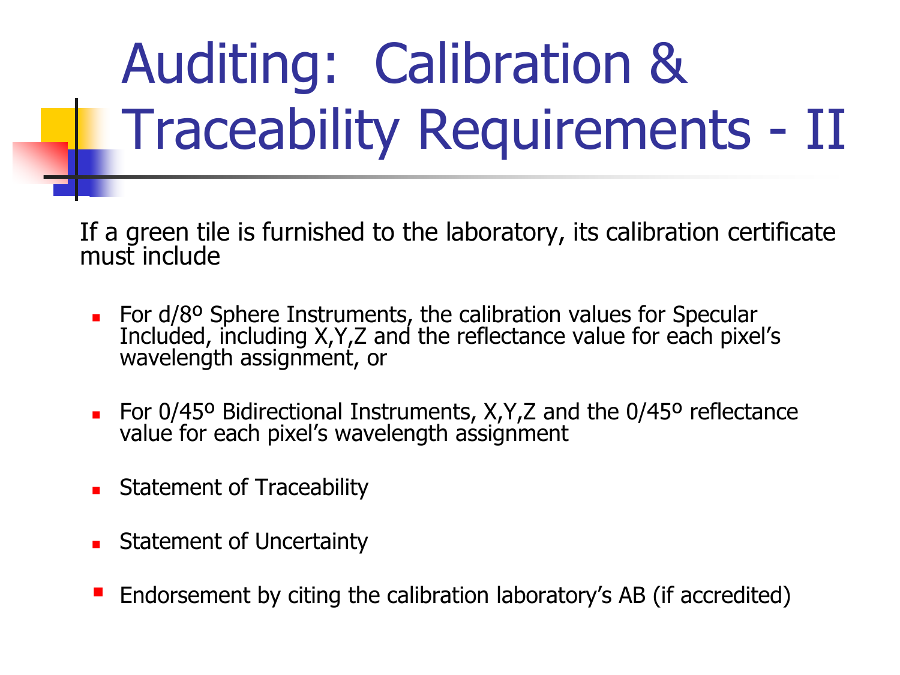# Auditing: Calibration & Traceability Requirements - II

If a green tile is furnished to the laboratory, its calibration certificate must include

- For d/8º Sphere Instruments, the calibration values for Specular Included, including X,Y,Z and the reflectance value for each pixel's wavelength assignment, or
- For 0/45º Bidirectional Instruments, X,Y,Z and the 0/45º reflectance value for each pixel's wavelength assignment
- Statement of Traceability
- Statement of Uncertainty
- Endorsement by citing the calibration laboratory's AB (if accredited)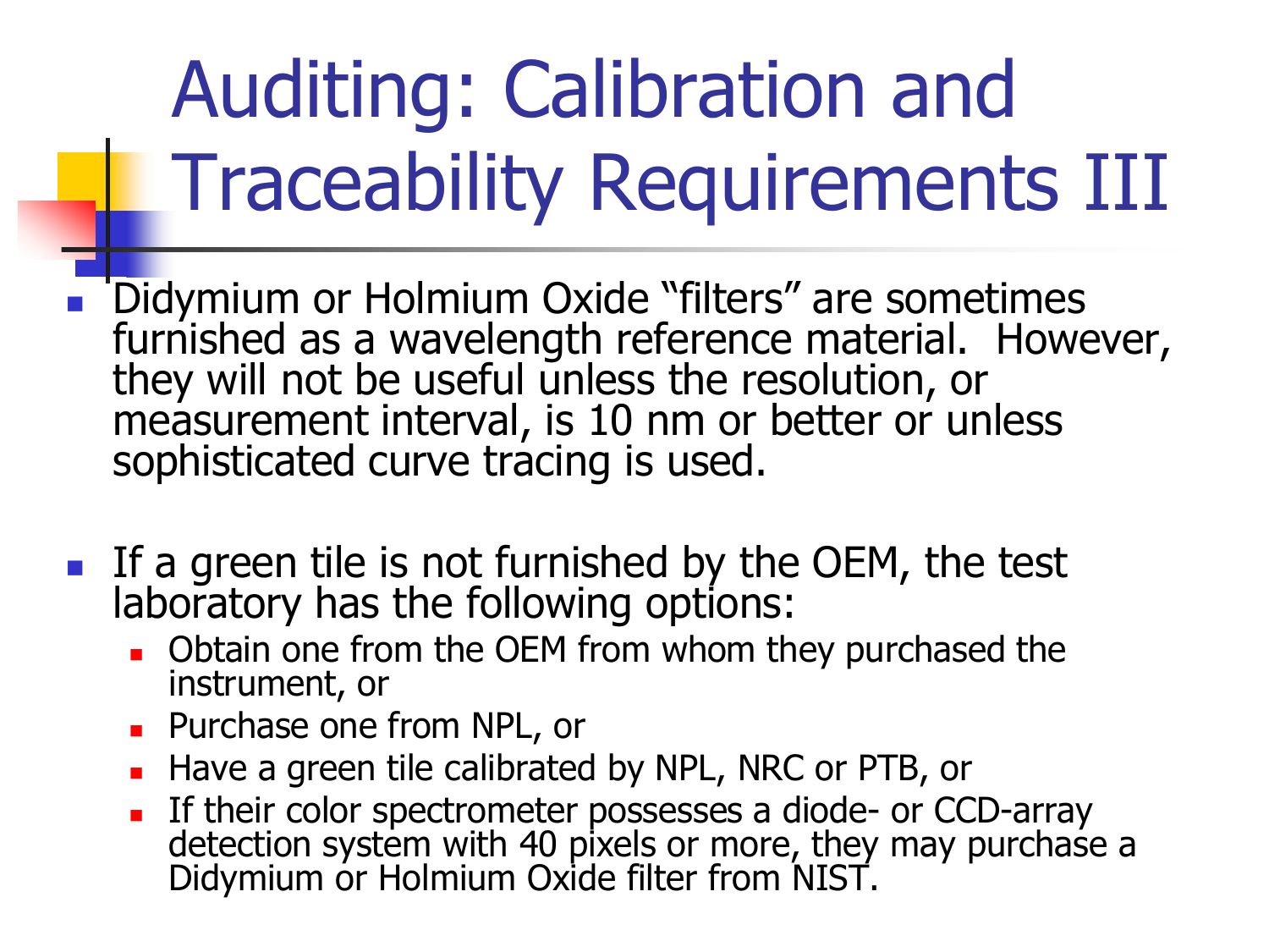# Auditing: Calibration and Traceability Requirements III

- Didymium or Holmium Oxide "filters" are sometimes furnished as a wavelength reference material. However, they will not be useful unless the resolution, or measurement interval, is 10 nm or better or unless sophisticated curve tracing is used.

- If a green tile is not furnished by the OEM, the test laboratory has the following options:
  - Obtain one from the OEM from whom they purchased the instrument, or
  - Purchase one from NPL, or
  - Have a green tile calibrated by NPL, NRC or PTB, or
  - If their color spectrometer possesses a diode- or CCD-array detection system with 40 pixels or more, they may purchase a Didymium or Holmium Oxide filter from NIST.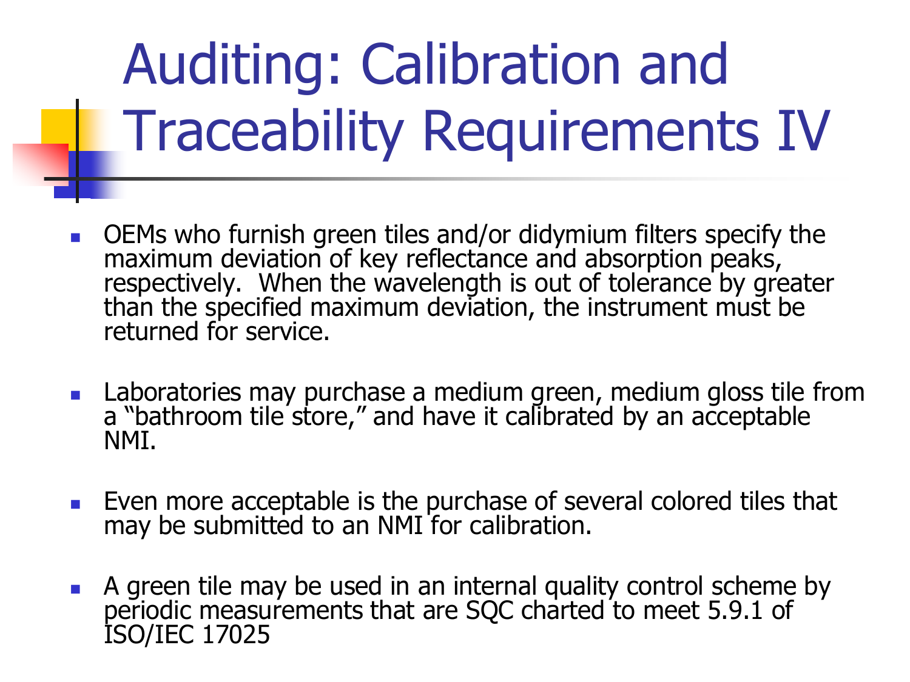# Auditing: Calibration and Traceability Requirements IV

- OEMs who furnish green tiles and/or didymium filters specify the maximum deviation of key reflectance and absorption peaks, respectively. When the wavelength is out of tolerance by greater than the specified maximum deviation, the instrument must be returned for service.
- Laboratories may purchase a medium green, medium gloss tile from a "bathroom tile store," and have it calibrated by an acceptable NMI.
- Even more acceptable is the purchase of several colored tiles that may be submitted to an NMI for calibration.
- A green tile may be used in an internal quality control scheme by periodic measurements that are SQC charted to meet 5.9.1 of ISO/IEC 17025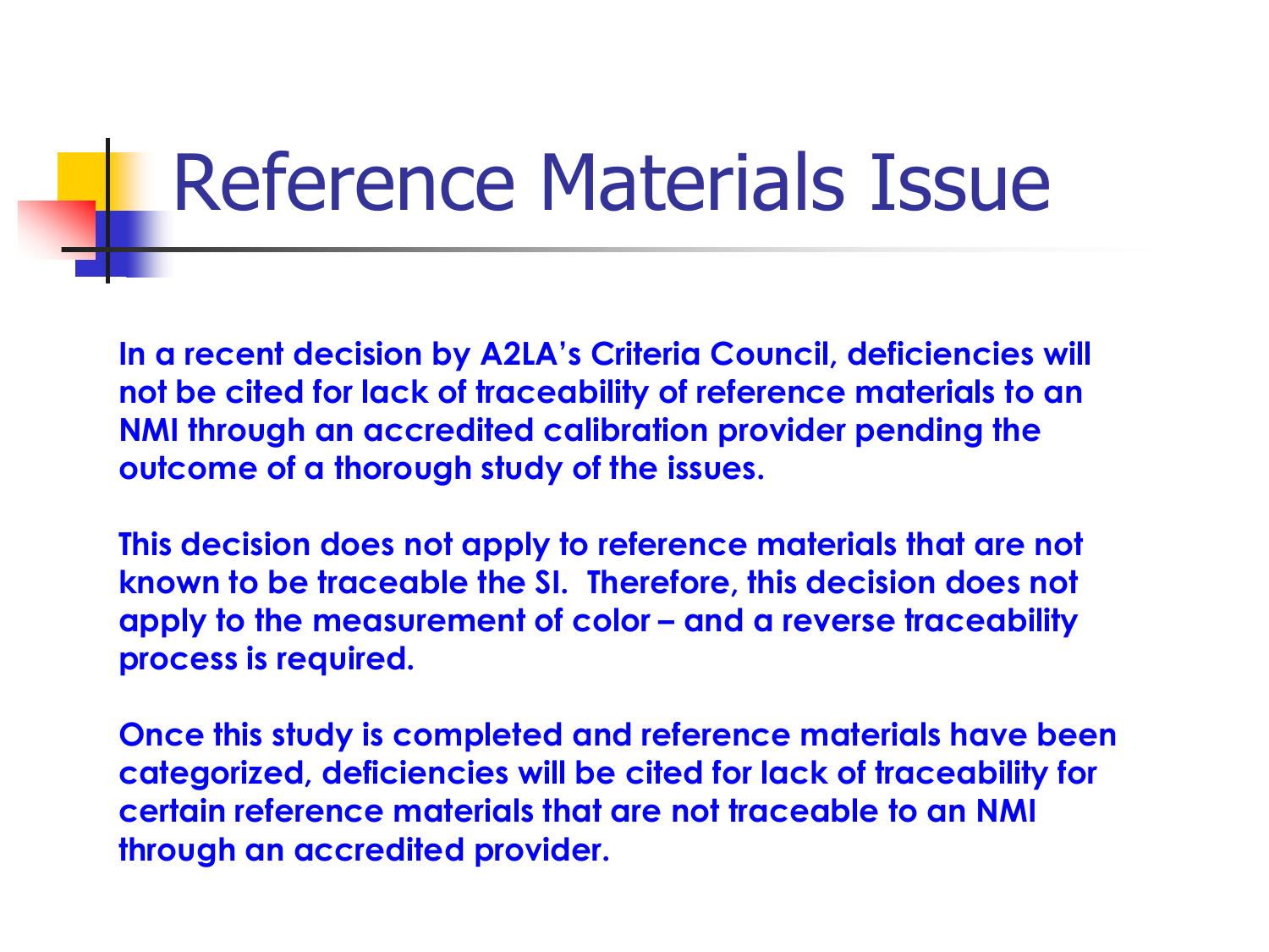# Reference Materials Issue

**In a recent decision by A2LA's Criteria Council, deficiencies will not be cited for lack of traceability of reference materials to an NMI through an accredited calibration provider pending the outcome of a thorough study of the issues.**

**This decision does not apply to reference materials that are not known to be traceable the SI. Therefore, this decision does not apply to the measurement of color – and a reverse traceability process is required.**

**Once this study is completed and reference materials have been categorized, deficiencies will be cited for lack of traceability for certain reference materials that are not traceable to an NMI through an accredited provider.**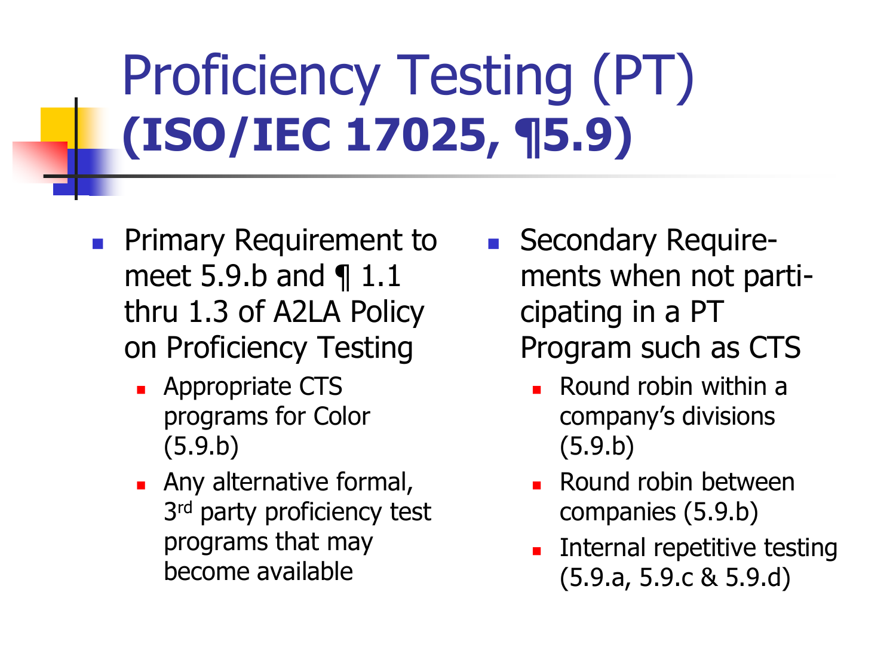# Proficiency Testing (PT) **(ISO/IEC 17025, ¶5.9)**

- Primary Requirement to meet 5.9.b and ¶ 1.1 thru 1.3 of A2LA Policy on Proficiency Testing
  - Appropriate CTS programs for Color (5.9.b)
  - Any alternative formal, 3rd party proficiency test programs that may become available
- Secondary Requirements when not participating in a PT Program such as CTS
  - Round robin within a company's divisions (5.9.b)
  - Round robin between companies (5.9.b)
  - Internal repetitive testing (5.9.a, 5.9.c & 5.9.d)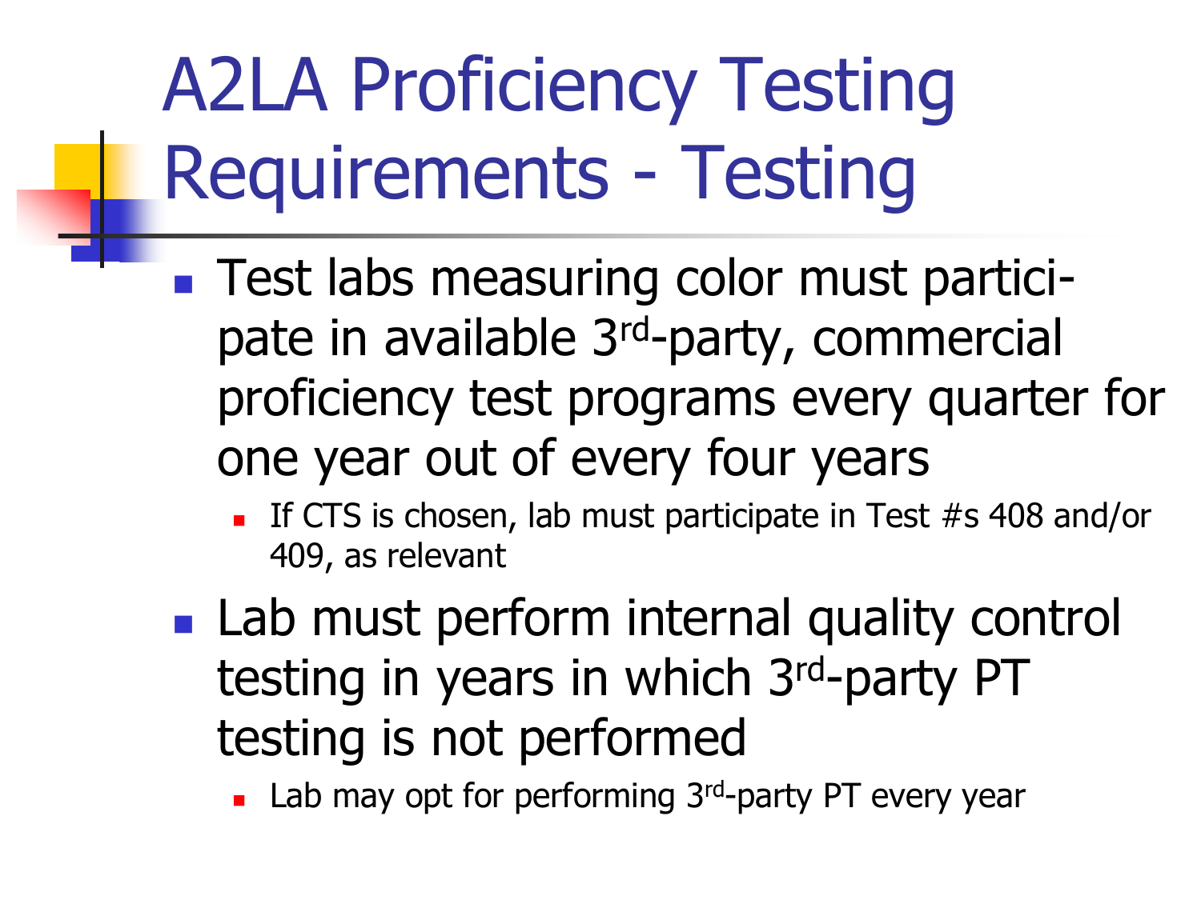# A2LA Proficiency Testing Requirements - Testing

- Test labs measuring color must participate in available 3rd-party, commercial proficiency test programs every quarter for one year out of every four years
  - If CTS is chosen, lab must participate in Test #s 408 and/or 409, as relevant
- Lab must perform internal quality control testing in years in which 3rd-party PT testing is not performed
  - Lab may opt for performing 3rd-party PT every year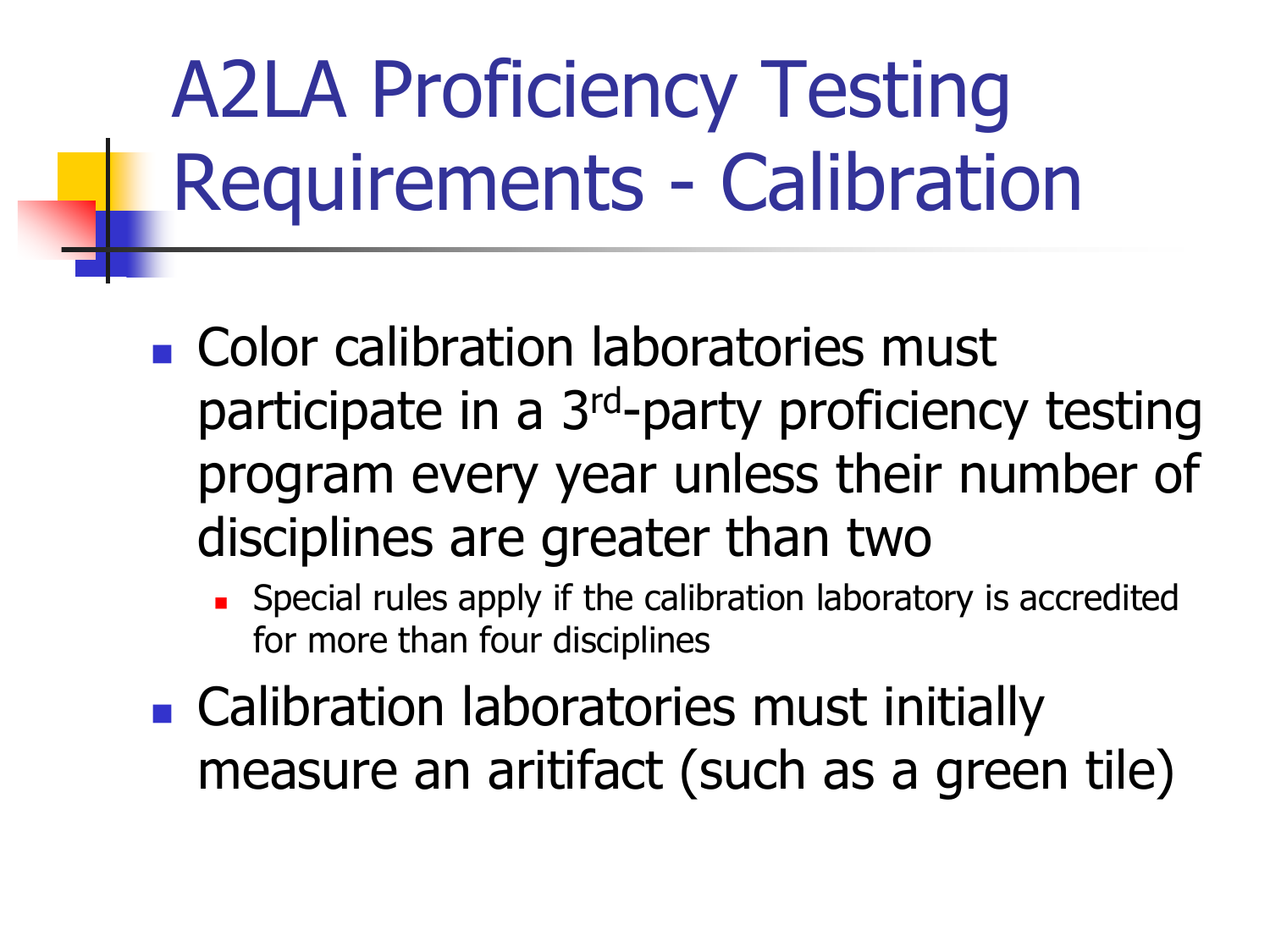# A2LA Proficiency Testing Requirements - Calibration

- Color calibration laboratories must participate in a 3rd-party proficiency testing program every year unless their number of disciplines are greater than two
  - Special rules apply if the calibration laboratory is accredited for more than four disciplines
- Calibration laboratories must initially measure an aritifact (such as a green tile)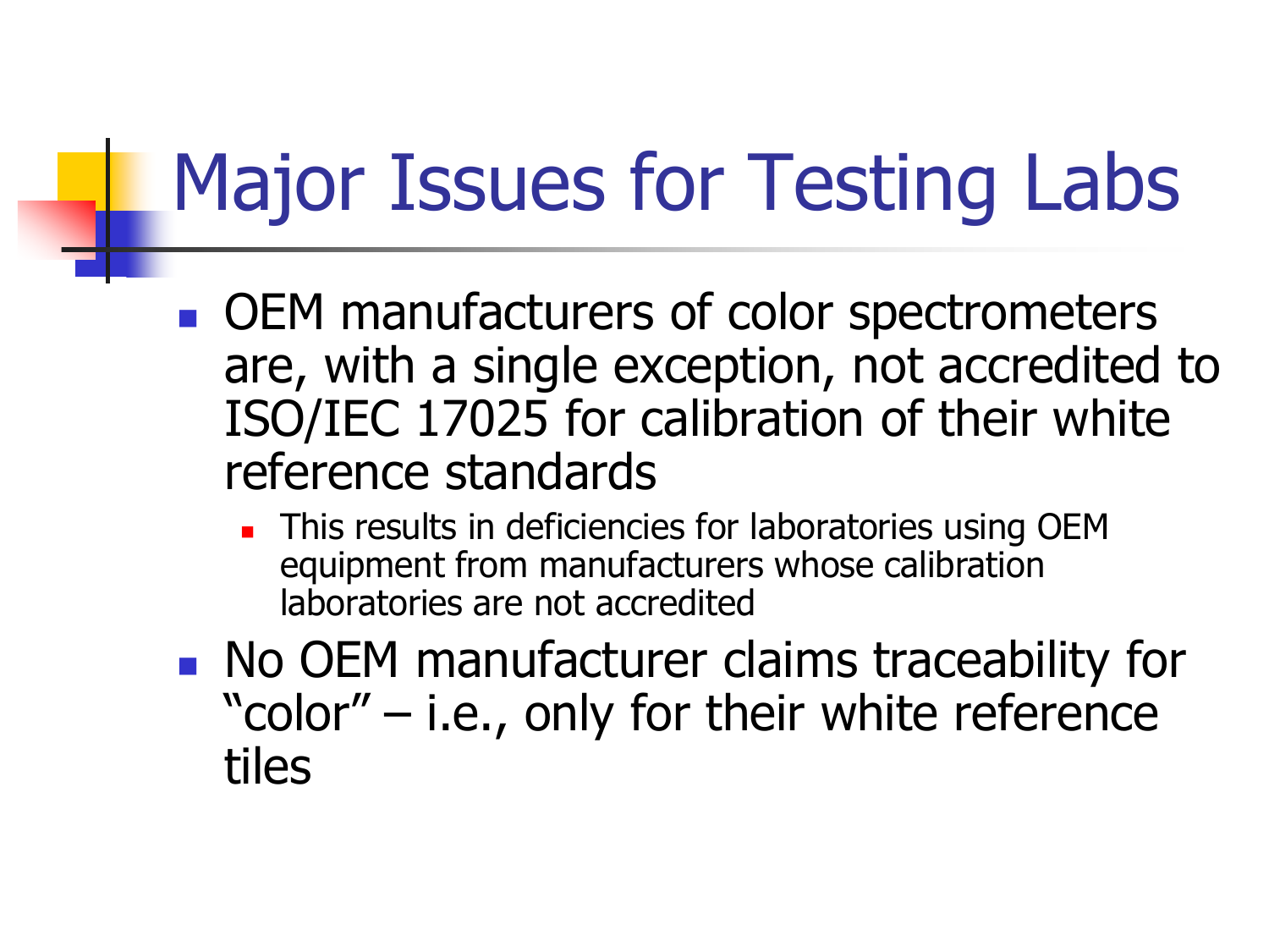# Major Issues for Testing Labs

- OEM manufacturers of color spectrometers are, with a single exception, not accredited to ISO/IEC 17025 for calibration of their white reference standards
  - This results in deficiencies for laboratories using OEM equipment from manufacturers whose calibration laboratories are not accredited
- No OEM manufacturer claims traceability for "color" – i.e., only for their white reference tiles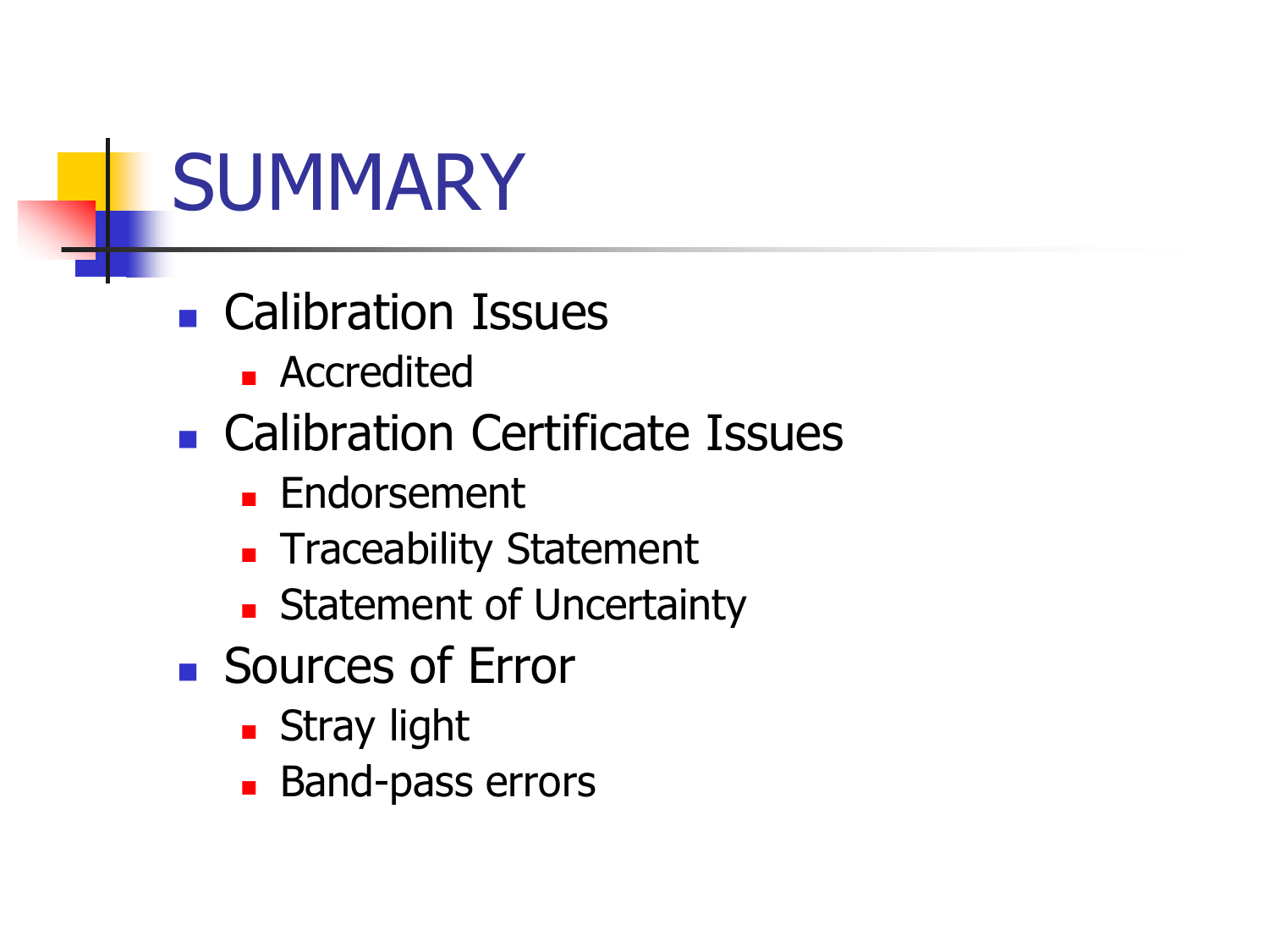# SUMMARY

- Calibration Issues
  - Accredited
- Calibration Certificate Issues
  - Endorsement
  - Traceability Statement
  - Statement of Uncertainty
- Sources of Error
  - Stray light
  - Band-pass errors